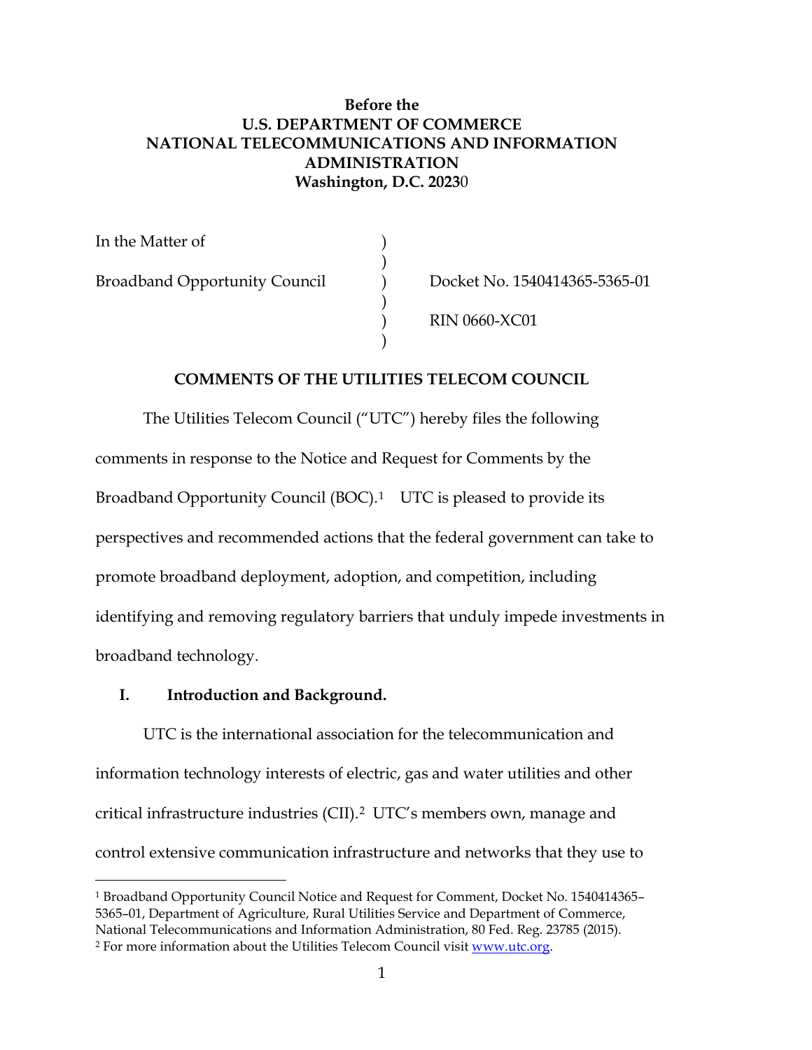**Before the**
**U.S. DEPARTMENT OF COMMERCE**
**NATIONAL TELECOMMUNICATIONS AND INFORMATION ADMINISTRATION**
**Washington, D.C. 20230**

| | | |
|---|---|---|
| In the Matter of | ) | |
| | ) | |
| Broadband Opportunity Council | ) | Docket No. 1540414365-5365-01 |
| | ) | |
| | ) | RIN 0660-XC01 |
| | ) | |

**COMMENTS OF THE UTILITIES TELECOM COUNCIL**

The Utilities Telecom Council ("UTC") hereby files the following comments in response to the Notice and Request for Comments by the Broadband Opportunity Council (BOC).[1] UTC is pleased to provide its perspectives and recommended actions that the federal government can take to promote broadband deployment, adoption, and competition, including identifying and removing regulatory barriers that unduly impede investments in broadband technology.

## I. Introduction and Background.

UTC is the international association for the telecommunication and information technology interests of electric, gas and water utilities and other critical infrastructure industries (CII).[2] UTC's members own, manage and control extensive communication infrastructure and networks that they use to

[1] Broadband Opportunity Council Notice and Request for Comment, Docket No. 1540414365–5365–01, Department of Agriculture, Rural Utilities Service and Department of Commerce, National Telecommunications and Information Administration, 80 Fed. Reg. 23785 (2015).

[2] For more information about the Utilities Telecom Council visit www.utc.org.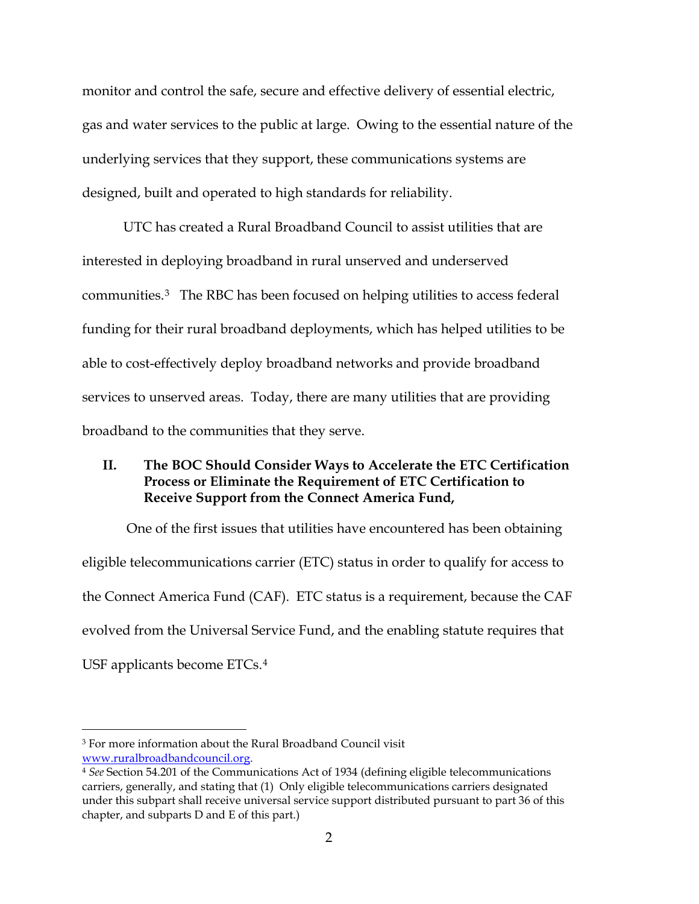monitor and control the safe, secure and effective delivery of essential electric, gas and water services to the public at large. Owing to the essential nature of the underlying services that they support, these communications systems are designed, built and operated to high standards for reliability.

UTC has created a Rural Broadband Council to assist utilities that are interested in deploying broadband in rural unserved and underserved communities.[3] The RBC has been focused on helping utilities to access federal funding for their rural broadband deployments, which has helped utilities to be able to cost-effectively deploy broadband networks and provide broadband services to unserved areas. Today, there are many utilities that are providing broadband to the communities that they serve.

## II. The BOC Should Consider Ways to Accelerate the ETC Certification Process or Eliminate the Requirement of ETC Certification to Receive Support from the Connect America Fund,

One of the first issues that utilities have encountered has been obtaining eligible telecommunications carrier (ETC) status in order to qualify for access to the Connect America Fund (CAF). ETC status is a requirement, because the CAF evolved from the Universal Service Fund, and the enabling statute requires that USF applicants become ETCs.[4]

---

[3] For more information about the Rural Broadband Council visit [www.ruralbroadbandcouncil.org](www.ruralbroadbandcouncil.org).

[4] *See* Section 54.201 of the Communications Act of 1934 (defining eligible telecommunications carriers, generally, and stating that (1) Only eligible telecommunications carriers designated under this subpart shall receive universal service support distributed pursuant to part 36 of this chapter, and subparts D and E of this part.)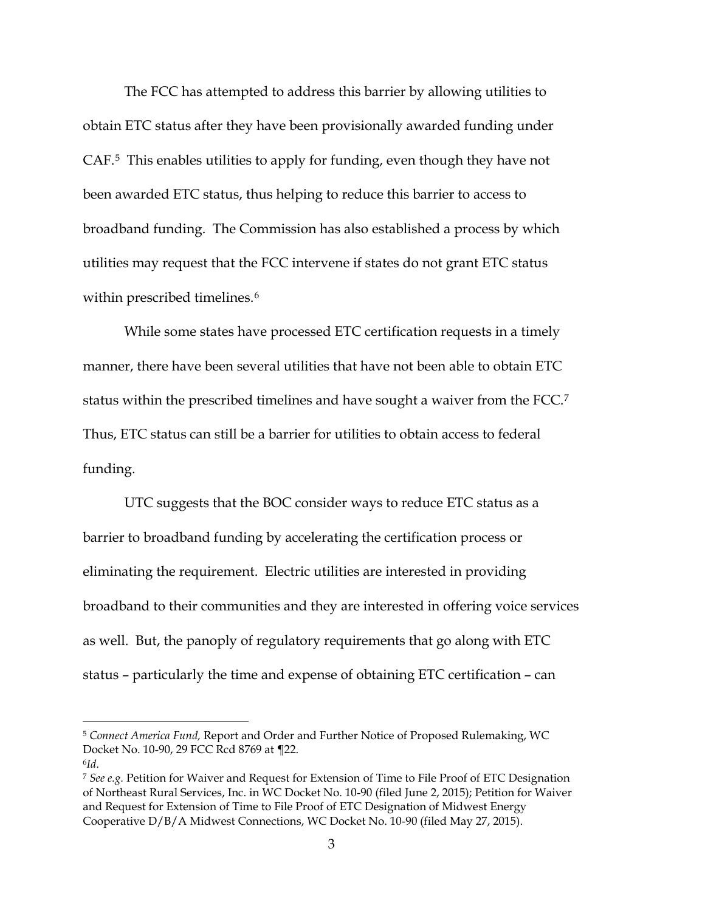The FCC has attempted to address this barrier by allowing utilities to obtain ETC status after they have been provisionally awarded funding under CAF.[5] This enables utilities to apply for funding, even though they have not been awarded ETC status, thus helping to reduce this barrier to access to broadband funding. The Commission has also established a process by which utilities may request that the FCC intervene if states do not grant ETC status within prescribed timelines.[6]

While some states have processed ETC certification requests in a timely manner, there have been several utilities that have not been able to obtain ETC status within the prescribed timelines and have sought a waiver from the FCC.[7] Thus, ETC status can still be a barrier for utilities to obtain access to federal funding.

UTC suggests that the BOC consider ways to reduce ETC status as a barrier to broadband funding by accelerating the certification process or eliminating the requirement. Electric utilities are interested in providing broadband to their communities and they are interested in offering voice services as well. But, the panoply of regulatory requirements that go along with ETC status – particularly the time and expense of obtaining ETC certification – can

---

[5] *Connect America Fund,* Report and Order and Further Notice of Proposed Rulemaking, WC Docket No. 10-90, 29 FCC Rcd 8769 at ¶22.

[6] *Id*.

[7] *See e.g.* Petition for Waiver and Request for Extension of Time to File Proof of ETC Designation of Northeast Rural Services, Inc. in WC Docket No. 10-90 (filed June 2, 2015); Petition for Waiver and Request for Extension of Time to File Proof of ETC Designation of Midwest Energy Cooperative D/B/A Midwest Connections, WC Docket No. 10-90 (filed May 27, 2015).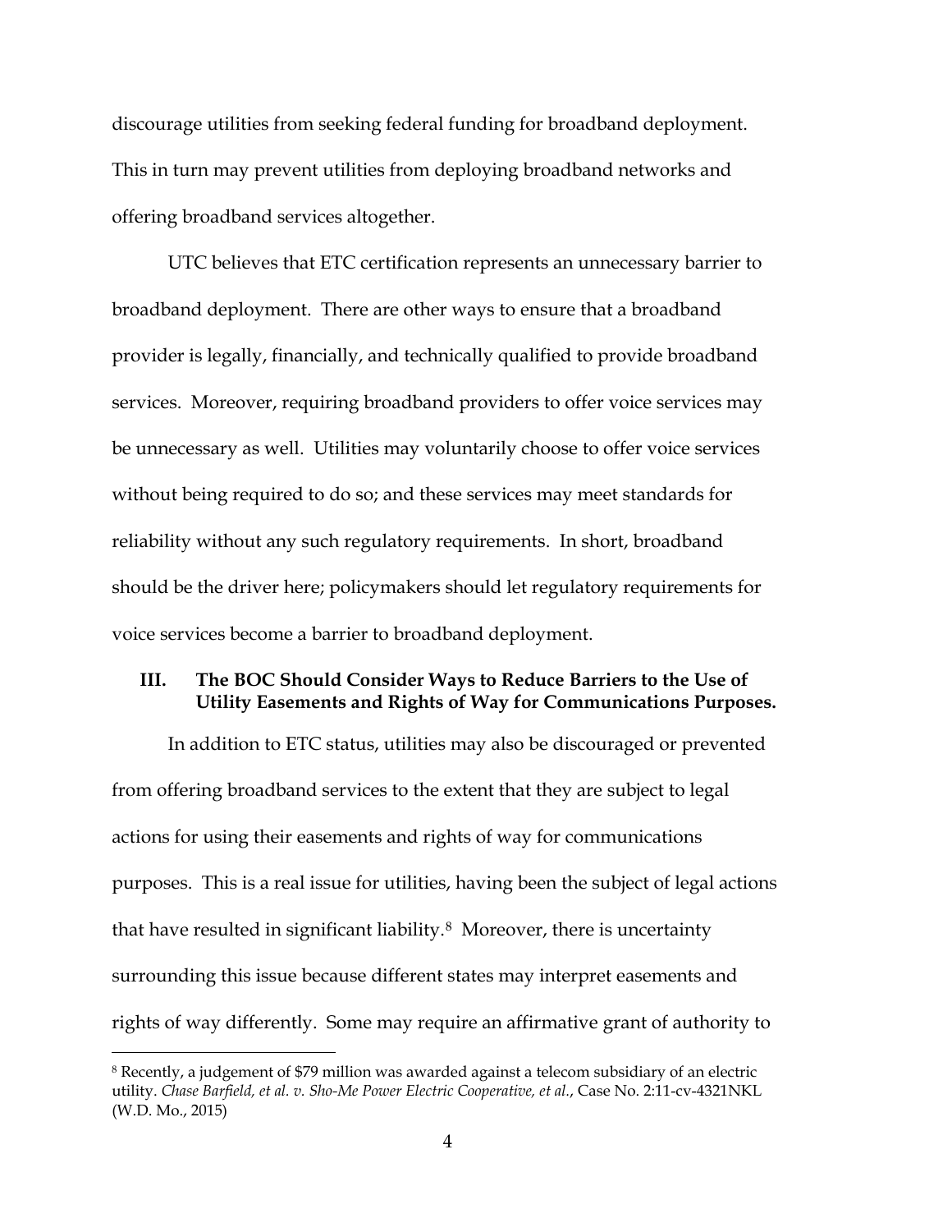discourage utilities from seeking federal funding for broadband deployment. This in turn may prevent utilities from deploying broadband networks and offering broadband services altogether.

UTC believes that ETC certification represents an unnecessary barrier to broadband deployment. There are other ways to ensure that a broadband provider is legally, financially, and technically qualified to provide broadband services. Moreover, requiring broadband providers to offer voice services may be unnecessary as well. Utilities may voluntarily choose to offer voice services without being required to do so; and these services may meet standards for reliability without any such regulatory requirements. In short, broadband should be the driver here; policymakers should let regulatory requirements for voice services become a barrier to broadband deployment.

## III. The BOC Should Consider Ways to Reduce Barriers to the Use of Utility Easements and Rights of Way for Communications Purposes.

In addition to ETC status, utilities may also be discouraged or prevented from offering broadband services to the extent that they are subject to legal actions for using their easements and rights of way for communications purposes. This is a real issue for utilities, having been the subject of legal actions that have resulted in significant liability.[8] Moreover, there is uncertainty surrounding this issue because different states may interpret easements and rights of way differently. Some may require an affirmative grant of authority to

[8] Recently, a judgement of $79 million was awarded against a telecom subsidiary of an electric utility. *Chase Barfield, et al. v. Sho-Me Power Electric Cooperative, et al.*, Case No. 2:11-cv-4321NKL (W.D. Mo., 2015)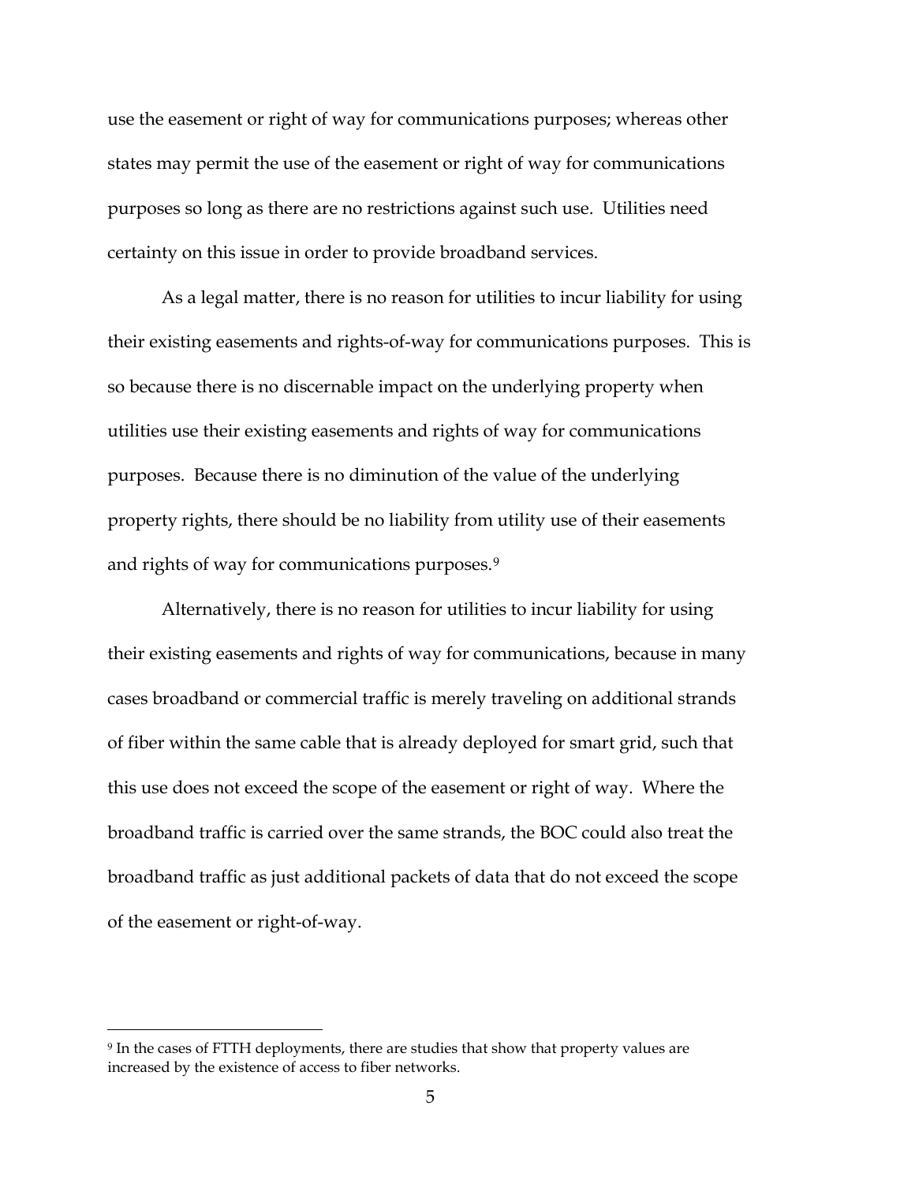use the easement or right of way for communications purposes; whereas other states may permit the use of the easement or right of way for communications purposes so long as there are no restrictions against such use. Utilities need certainty on this issue in order to provide broadband services.

As a legal matter, there is no reason for utilities to incur liability for using their existing easements and rights-of-way for communications purposes. This is so because there is no discernable impact on the underlying property when utilities use their existing easements and rights of way for communications purposes. Because there is no diminution of the value of the underlying property rights, there should be no liability from utility use of their easements and rights of way for communications purposes.[9]

Alternatively, there is no reason for utilities to incur liability for using their existing easements and rights of way for communications, because in many cases broadband or commercial traffic is merely traveling on additional strands of fiber within the same cable that is already deployed for smart grid, such that this use does not exceed the scope of the easement or right of way. Where the broadband traffic is carried over the same strands, the BOC could also treat the broadband traffic as just additional packets of data that do not exceed the scope of the easement or right-of-way.

---

[9] In the cases of FTTH deployments, there are studies that show that property values are increased by the existence of access to fiber networks.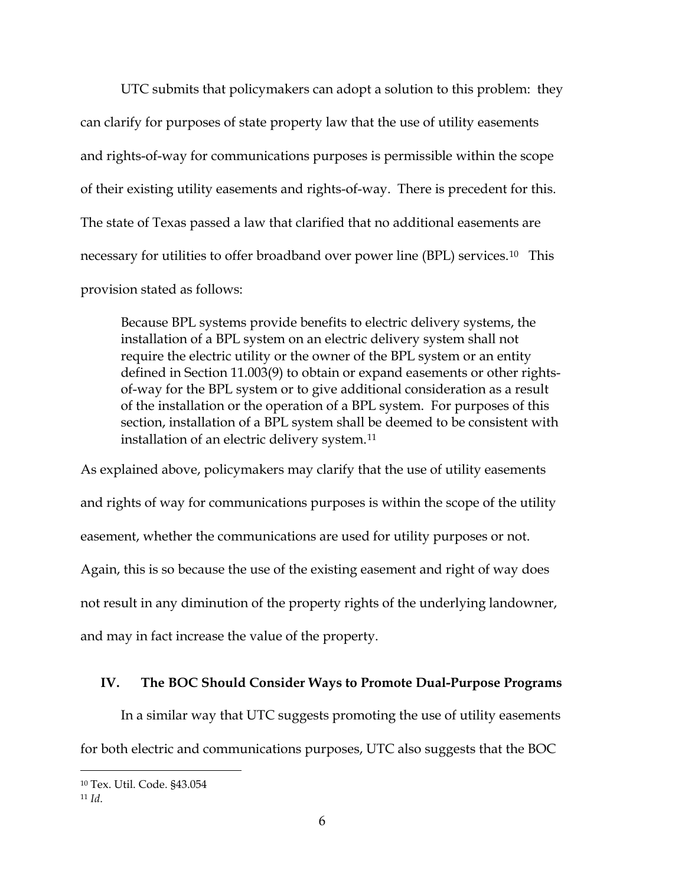UTC submits that policymakers can adopt a solution to this problem: they can clarify for purposes of state property law that the use of utility easements and rights-of-way for communications purposes is permissible within the scope of their existing utility easements and rights-of-way. There is precedent for this. The state of Texas passed a law that clarified that no additional easements are necessary for utilities to offer broadband over power line (BPL) services.[10] This provision stated as follows:

> Because BPL systems provide benefits to electric delivery systems, the installation of a BPL system on an electric delivery system shall not require the electric utility or the owner of the BPL system or an entity defined in Section 11.003(9) to obtain or expand easements or other rights-of-way for the BPL system or to give additional consideration as a result of the installation or the operation of a BPL system. For purposes of this section, installation of a BPL system shall be deemed to be consistent with installation of an electric delivery system.[11]

As explained above, policymakers may clarify that the use of utility easements and rights of way for communications purposes is within the scope of the utility easement, whether the communications are used for utility purposes or not. Again, this is so because the use of the existing easement and right of way does not result in any diminution of the property rights of the underlying landowner, and may in fact increase the value of the property.

## IV. The BOC Should Consider Ways to Promote Dual-Purpose Programs

In a similar way that UTC suggests promoting the use of utility easements for both electric and communications purposes, UTC also suggests that the BOC

---

[10] Tex. Util. Code. §43.054

[11] *Id*.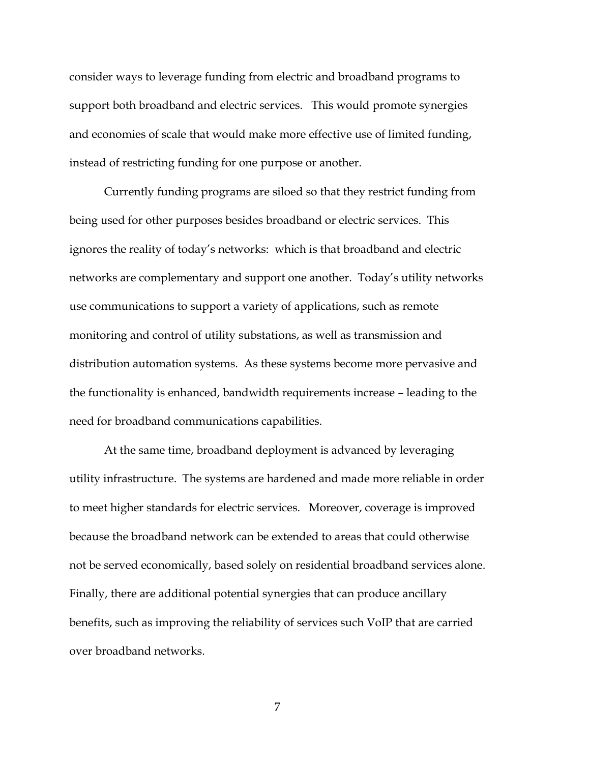consider ways to leverage funding from electric and broadband programs to support both broadband and electric services. This would promote synergies and economies of scale that would make more effective use of limited funding, instead of restricting funding for one purpose or another.

Currently funding programs are siloed so that they restrict funding from being used for other purposes besides broadband or electric services. This ignores the reality of today's networks: which is that broadband and electric networks are complementary and support one another. Today's utility networks use communications to support a variety of applications, such as remote monitoring and control of utility substations, as well as transmission and distribution automation systems. As these systems become more pervasive and the functionality is enhanced, bandwidth requirements increase – leading to the need for broadband communications capabilities.

At the same time, broadband deployment is advanced by leveraging utility infrastructure. The systems are hardened and made more reliable in order to meet higher standards for electric services. Moreover, coverage is improved because the broadband network can be extended to areas that could otherwise not be served economically, based solely on residential broadband services alone. Finally, there are additional potential synergies that can produce ancillary benefits, such as improving the reliability of services such VoIP that are carried over broadband networks.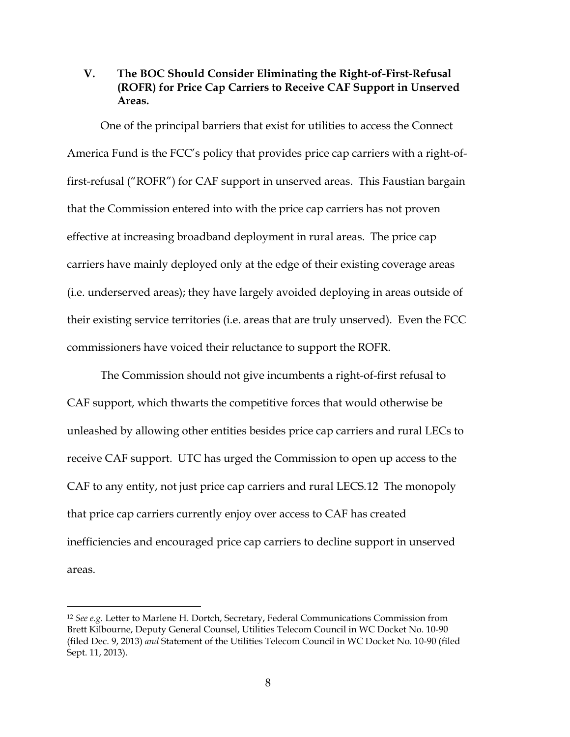## V. The BOC Should Consider Eliminating the Right-of-First-Refusal (ROFR) for Price Cap Carriers to Receive CAF Support in Unserved Areas.

One of the principal barriers that exist for utilities to access the Connect America Fund is the FCC's policy that provides price cap carriers with a right-of-first-refusal ("ROFR") for CAF support in unserved areas. This Faustian bargain that the Commission entered into with the price cap carriers has not proven effective at increasing broadband deployment in rural areas. The price cap carriers have mainly deployed only at the edge of their existing coverage areas (i.e. underserved areas); they have largely avoided deploying in areas outside of their existing service territories (i.e. areas that are truly unserved). Even the FCC commissioners have voiced their reluctance to support the ROFR.

The Commission should not give incumbents a right-of-first refusal to CAF support, which thwarts the competitive forces that would otherwise be unleashed by allowing other entities besides price cap carriers and rural LECs to receive CAF support. UTC has urged the Commission to open up access to the CAF to any entity, not just price cap carriers and rural LECS.12 The monopoly that price cap carriers currently enjoy over access to CAF has created inefficiencies and encouraged price cap carriers to decline support in unserved areas.

---

[12] *See e.g.* Letter to Marlene H. Dortch, Secretary, Federal Communications Commission from Brett Kilbourne, Deputy General Counsel, Utilities Telecom Council in WC Docket No. 10-90 (filed Dec. 9, 2013) *and* Statement of the Utilities Telecom Council in WC Docket No. 10-90 (filed Sept. 11, 2013).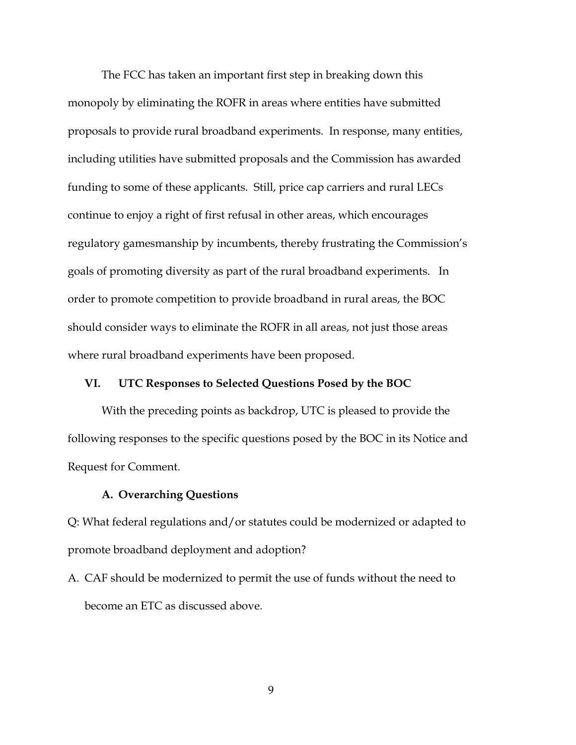The FCC has taken an important first step in breaking down this monopoly by eliminating the ROFR in areas where entities have submitted proposals to provide rural broadband experiments. In response, many entities, including utilities have submitted proposals and the Commission has awarded funding to some of these applicants. Still, price cap carriers and rural LECs continue to enjoy a right of first refusal in other areas, which encourages regulatory gamesmanship by incumbents, thereby frustrating the Commission's goals of promoting diversity as part of the rural broadband experiments. In order to promote competition to provide broadband in rural areas, the BOC should consider ways to eliminate the ROFR in all areas, not just those areas where rural broadband experiments have been proposed.

## VI. UTC Responses to Selected Questions Posed by the BOC

With the preceding points as backdrop, UTC is pleased to provide the following responses to the specific questions posed by the BOC in its Notice and Request for Comment.

### A. Overarching Questions

Q: What federal regulations and/or statutes could be modernized or adapted to promote broadband deployment and adoption?

A. CAF should be modernized to permit the use of funds without the need to become an ETC as discussed above.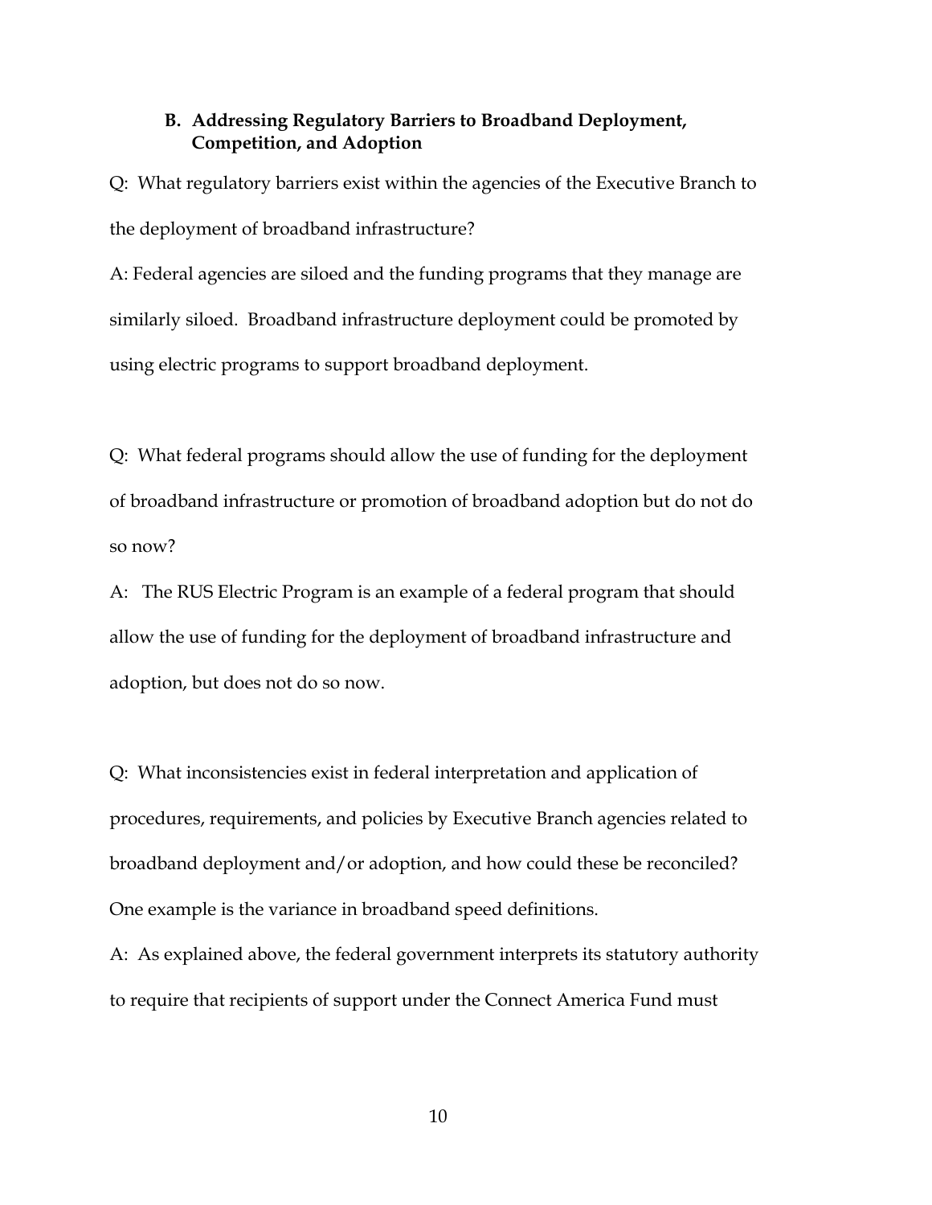### B. Addressing Regulatory Barriers to Broadband Deployment, Competition, and Adoption

Q: What regulatory barriers exist within the agencies of the Executive Branch to the deployment of broadband infrastructure?

A: Federal agencies are siloed and the funding programs that they manage are similarly siloed. Broadband infrastructure deployment could be promoted by using electric programs to support broadband deployment.

Q: What federal programs should allow the use of funding for the deployment of broadband infrastructure or promotion of broadband adoption but do not do so now?

A: The RUS Electric Program is an example of a federal program that should allow the use of funding for the deployment of broadband infrastructure and adoption, but does not do so now.

Q: What inconsistencies exist in federal interpretation and application of procedures, requirements, and policies by Executive Branch agencies related to broadband deployment and/or adoption, and how could these be reconciled? One example is the variance in broadband speed definitions.

A: As explained above, the federal government interprets its statutory authority to require that recipients of support under the Connect America Fund must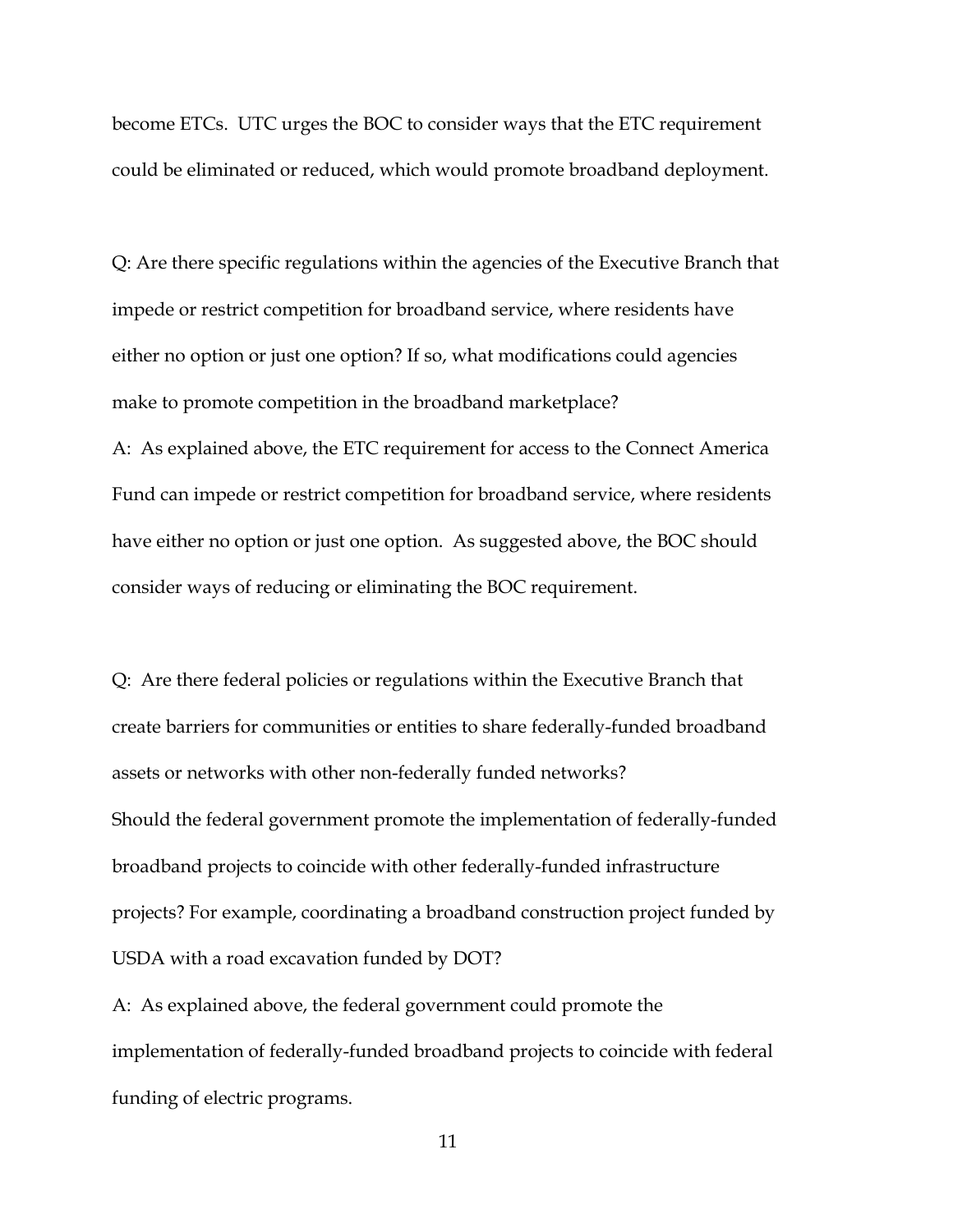become ETCs. UTC urges the BOC to consider ways that the ETC requirement could be eliminated or reduced, which would promote broadband deployment.

Q: Are there specific regulations within the agencies of the Executive Branch that impede or restrict competition for broadband service, where residents have either no option or just one option? If so, what modifications could agencies make to promote competition in the broadband marketplace?

A: As explained above, the ETC requirement for access to the Connect America Fund can impede or restrict competition for broadband service, where residents have either no option or just one option. As suggested above, the BOC should consider ways of reducing or eliminating the BOC requirement.

Q: Are there federal policies or regulations within the Executive Branch that create barriers for communities or entities to share federally-funded broadband assets or networks with other non-federally funded networks?

Should the federal government promote the implementation of federally-funded broadband projects to coincide with other federally-funded infrastructure projects? For example, coordinating a broadband construction project funded by USDA with a road excavation funded by DOT?

A: As explained above, the federal government could promote the implementation of federally-funded broadband projects to coincide with federal funding of electric programs.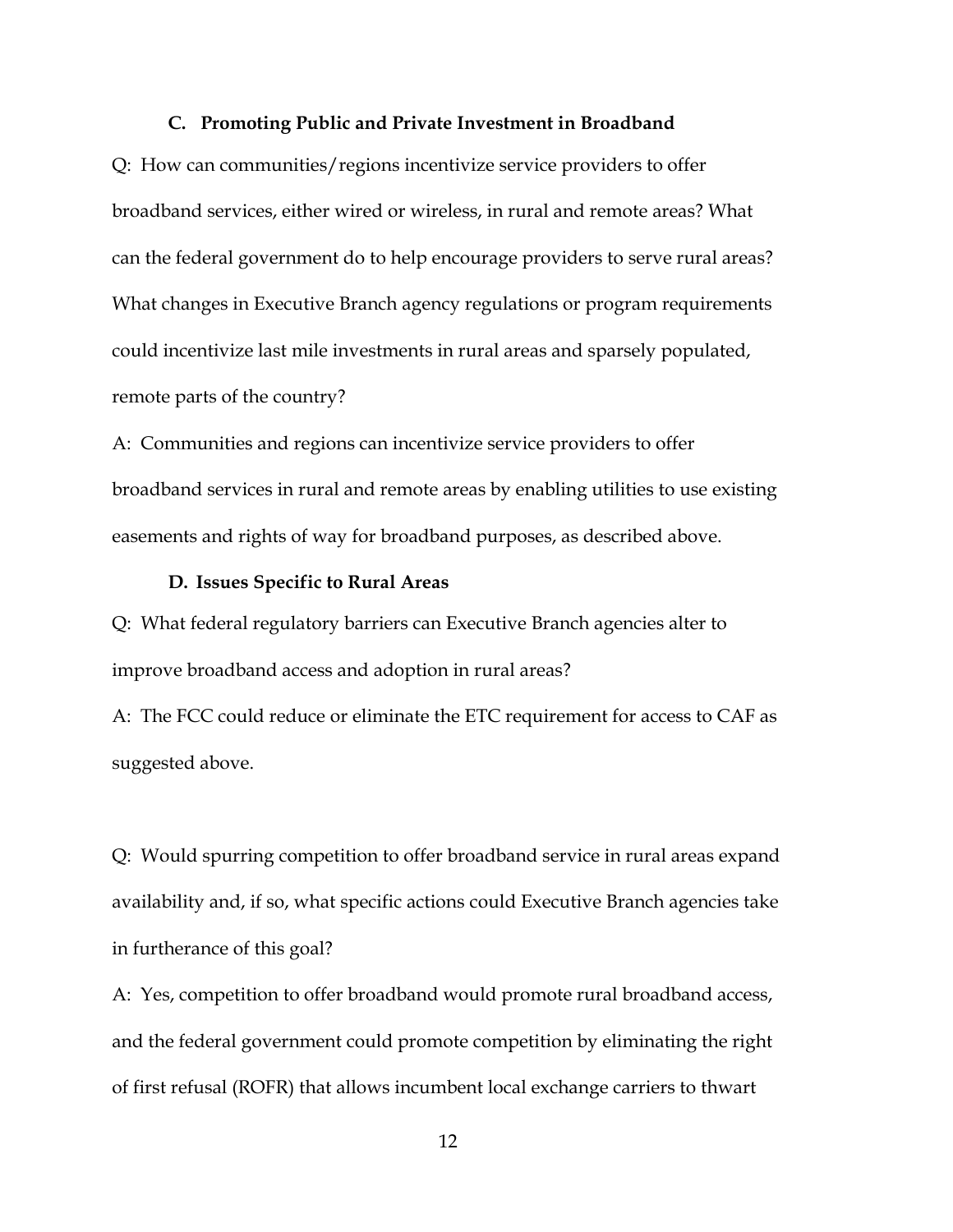### C. Promoting Public and Private Investment in Broadband

Q: How can communities/regions incentivize service providers to offer broadband services, either wired or wireless, in rural and remote areas? What can the federal government do to help encourage providers to serve rural areas? What changes in Executive Branch agency regulations or program requirements could incentivize last mile investments in rural areas and sparsely populated, remote parts of the country?

A: Communities and regions can incentivize service providers to offer broadband services in rural and remote areas by enabling utilities to use existing easements and rights of way for broadband purposes, as described above.

### D. Issues Specific to Rural Areas

Q: What federal regulatory barriers can Executive Branch agencies alter to improve broadband access and adoption in rural areas?

A: The FCC could reduce or eliminate the ETC requirement for access to CAF as suggested above.

Q: Would spurring competition to offer broadband service in rural areas expand availability and, if so, what specific actions could Executive Branch agencies take in furtherance of this goal?

A: Yes, competition to offer broadband would promote rural broadband access, and the federal government could promote competition by eliminating the right of first refusal (ROFR) that allows incumbent local exchange carriers to thwart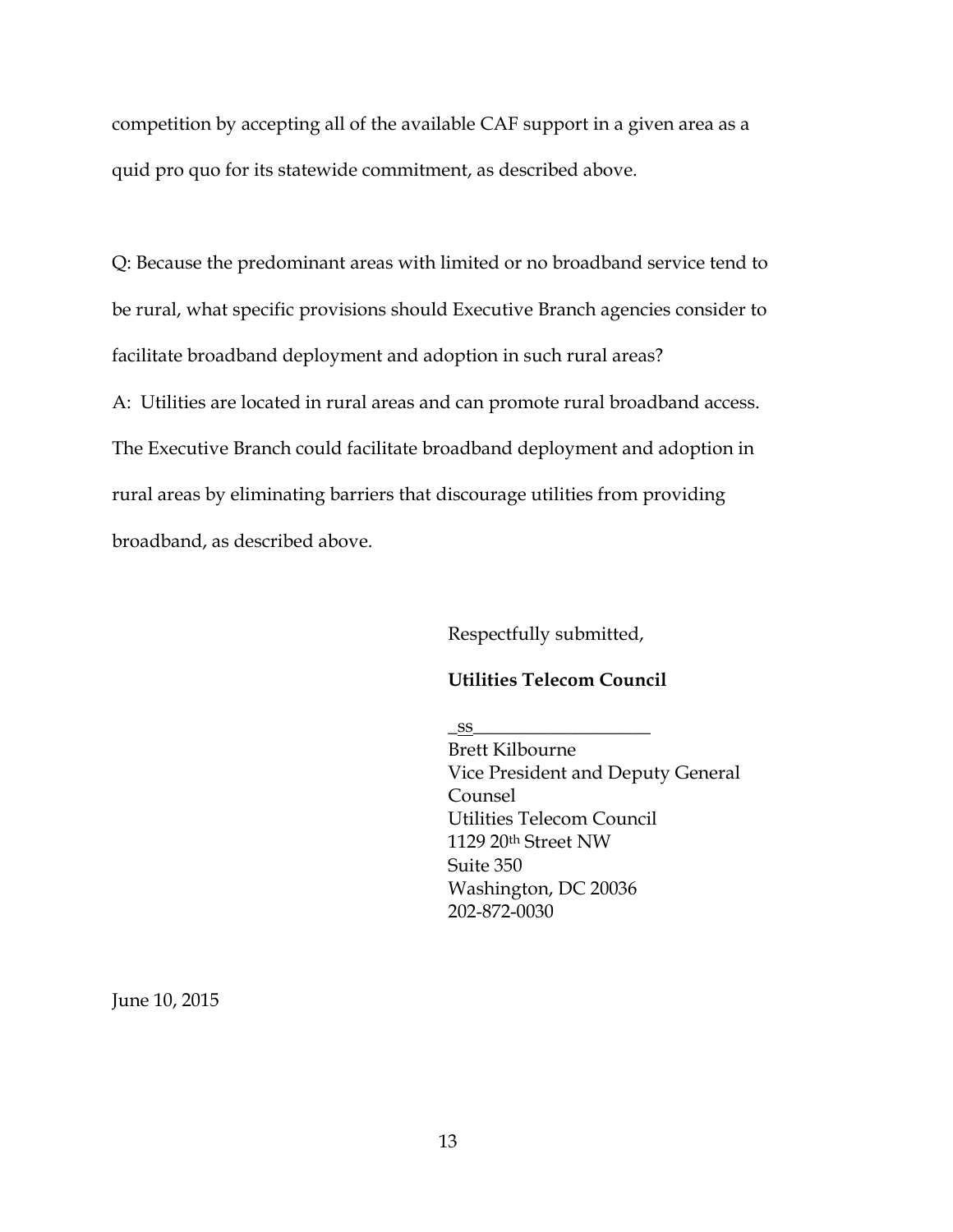competition by accepting all of the available CAF support in a given area as a quid pro quo for its statewide commitment, as described above.

Q: Because the predominant areas with limited or no broadband service tend to be rural, what specific provisions should Executive Branch agencies consider to facilitate broadband deployment and adoption in such rural areas?

A: Utilities are located in rural areas and can promote rural broadband access. The Executive Branch could facilitate broadband deployment and adoption in rural areas by eliminating barriers that discourage utilities from providing broadband, as described above.

Respectfully submitted,

**Utilities Telecom Council**

_ss____________________

Brett Kilbourne
Vice President and Deputy General Counsel
Utilities Telecom Council
1129 20th Street NW
Suite 350
Washington, DC 20036
202-872-0030

June 10, 2015